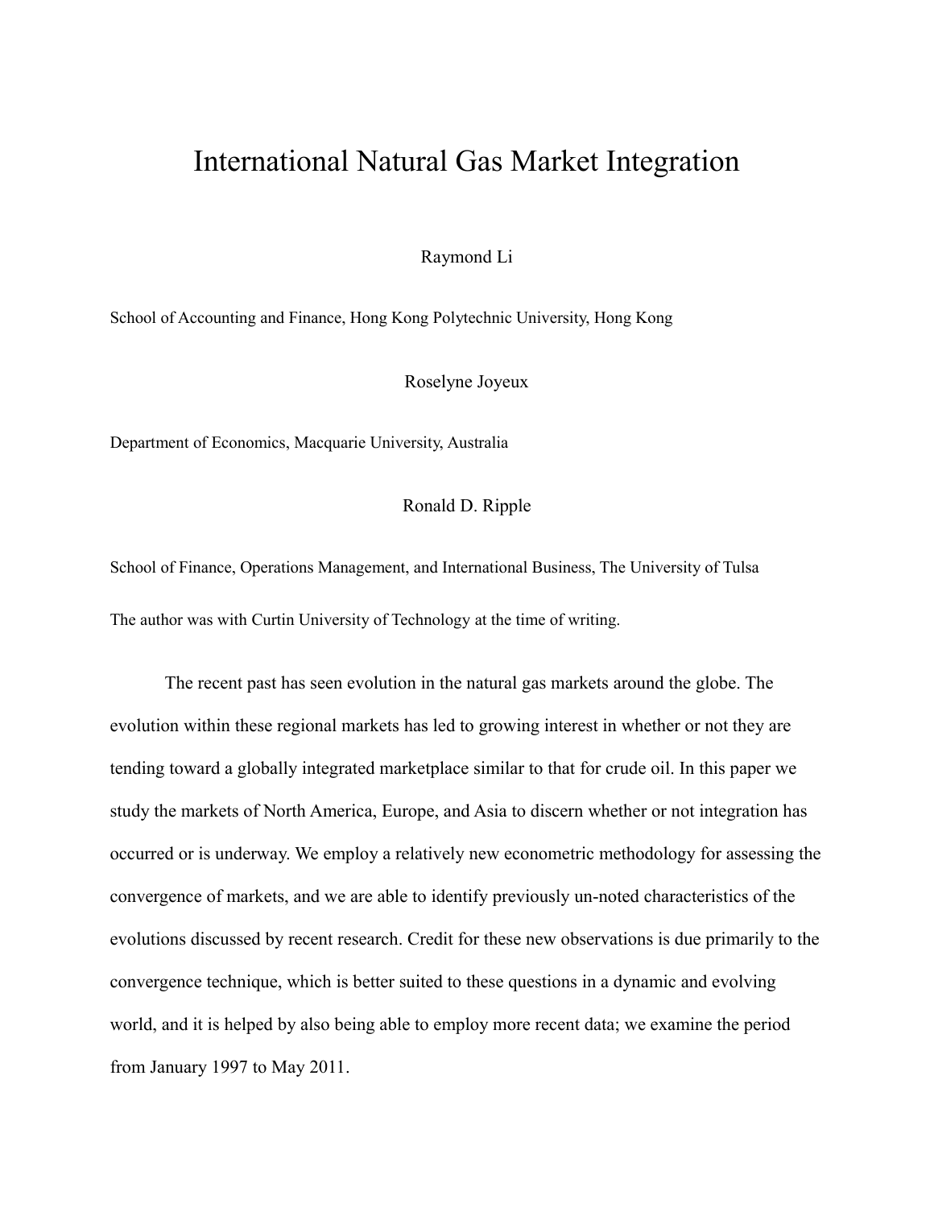# International Natural Gas Market Integration

Raymond Li

School of Accounting and Finance, Hong Kong Polytechnic University, Hong Kong

Roselyne Joyeux

Department of Economics, Macquarie University, Australia

Ronald D. Ripple

School of Finance, Operations Management, and International Business, The University of Tulsa

The author was with Curtin University of Technology at the time of writing.

The recent past has seen evolution in the natural gas markets around the globe. The evolution within these regional markets has led to growing interest in whether or not they are tending toward a globally integrated marketplace similar to that for crude oil. In this paper we study the markets of North America, Europe, and Asia to discern whether or not integration has occurred or is underway. We employ a relatively new econometric methodology for assessing the convergence of markets, and we are able to identify previously un-noted characteristics of the evolutions discussed by recent research. Credit for these new observations is due primarily to the convergence technique, which is better suited to these questions in a dynamic and evolving world, and it is helped by also being able to employ more recent data; we examine the period from January 1997 to May 2011.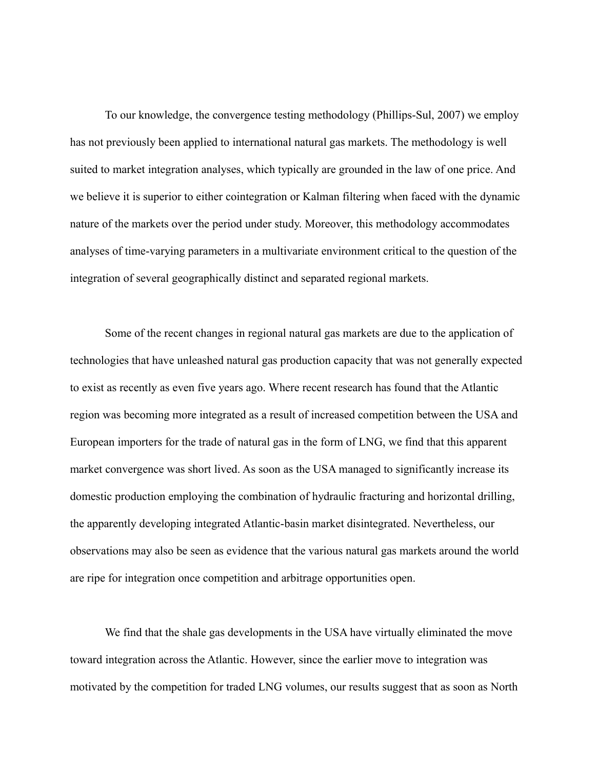To our knowledge, the convergence testing methodology (Phillips-Sul, 2007) we employ has not previously been applied to international natural gas markets. The methodology is well suited to market integration analyses, which typically are grounded in the law of one price. And we believe it is superior to either cointegration or Kalman filtering when faced with the dynamic nature of the markets over the period under study. Moreover, this methodology accommodates analyses of time-varying parameters in a multivariate environment critical to the question of the integration of several geographically distinct and separated regional markets.

Some of the recent changes in regional natural gas markets are due to the application of technologies that have unleashed natural gas production capacity that was not generally expected to exist as recently as even five years ago. Where recent research has found that the Atlantic region was becoming more integrated as a result of increased competition between the USA and European importers for the trade of natural gas in the form of LNG, we find that this apparent market convergence was short lived. As soon as the USA managed to significantly increase its domestic production employing the combination of hydraulic fracturing and horizontal drilling, the apparently developing integrated Atlantic-basin market disintegrated. Nevertheless, our observations may also be seen as evidence that the various natural gas markets around the world are ripe for integration once competition and arbitrage opportunities open.

We find that the shale gas developments in the USA have virtually eliminated the move toward integration across the Atlantic. However, since the earlier move to integration was motivated by the competition for traded LNG volumes, our results suggest that as soon as North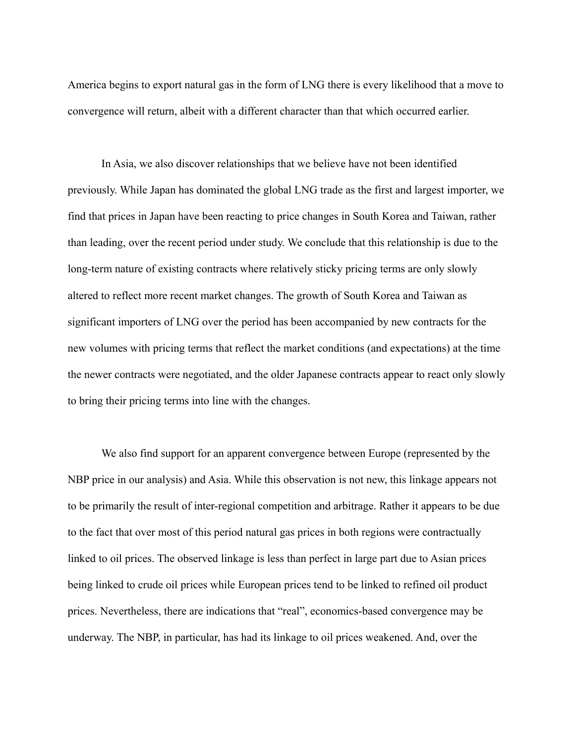America begins to export natural gas in the form of LNG there is every likelihood that a move to convergence will return, albeit with a different character than that which occurred earlier.

In Asia, we also discover relationships that we believe have not been identified previously. While Japan has dominated the global LNG trade as the first and largest importer, we find that prices in Japan have been reacting to price changes in South Korea and Taiwan, rather than leading, over the recent period under study. We conclude that this relationship is due to the long-term nature of existing contracts where relatively sticky pricing terms are only slowly altered to reflect more recent market changes. The growth of South Korea and Taiwan as significant importers of LNG over the period has been accompanied by new contracts for the new volumes with pricing terms that reflect the market conditions (and expectations) at the time the newer contracts were negotiated, and the older Japanese contracts appear to react only slowly to bring their pricing terms into line with the changes.

We also find support for an apparent convergence between Europe (represented by the NBP price in our analysis) and Asia. While this observation is not new, this linkage appears not to be primarily the result of inter-regional competition and arbitrage. Rather it appears to be due to the fact that over most of this period natural gas prices in both regions were contractually linked to oil prices. The observed linkage is less than perfect in large part due to Asian prices being linked to crude oil prices while European prices tend to be linked to refined oil product prices. Nevertheless, there are indications that "real", economics-based convergence may be underway. The NBP, in particular, has had its linkage to oil prices weakened. And, over the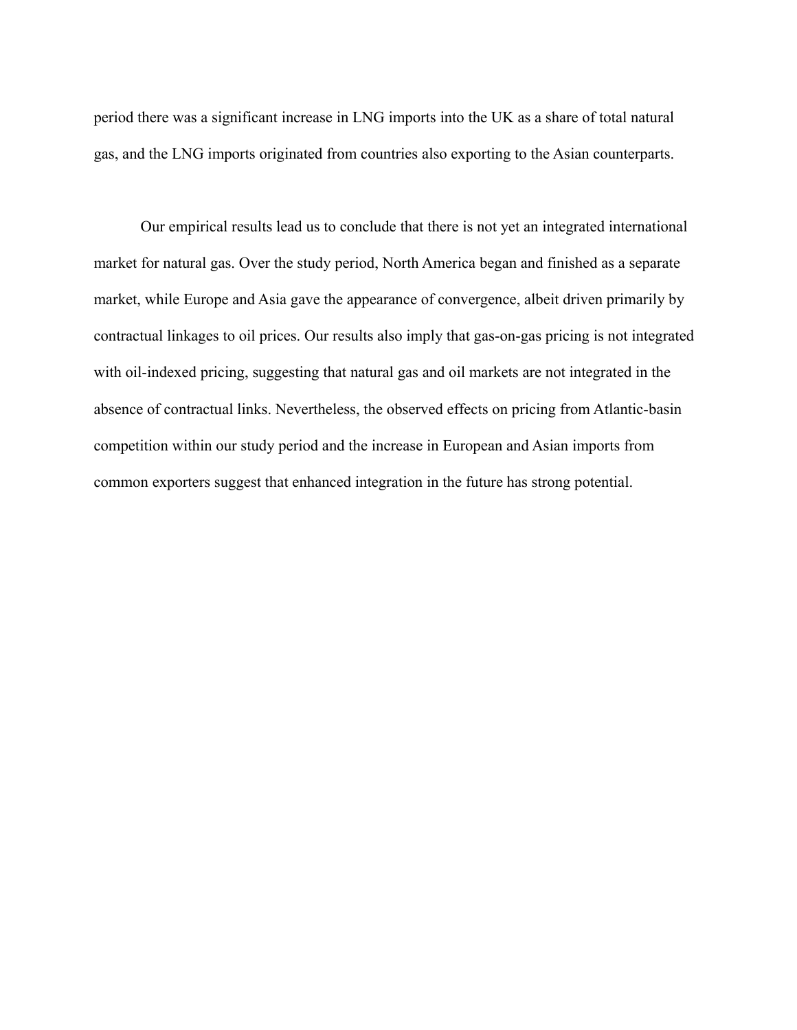period there was a significant increase in LNG imports into the UK as a share of total natural gas, and the LNG imports originated from countries also exporting to the Asian counterparts.

Our empirical results lead us to conclude that there is not yet an integrated international market for natural gas. Over the study period, North America began and finished as a separate market, while Europe and Asia gave the appearance of convergence, albeit driven primarily by contractual linkages to oil prices. Our results also imply that gas-on-gas pricing is not integrated with oil-indexed pricing, suggesting that natural gas and oil markets are not integrated in the absence of contractual links. Nevertheless, the observed effects on pricing from Atlantic-basin competition within our study period and the increase in European and Asian imports from common exporters suggest that enhanced integration in the future has strong potential.